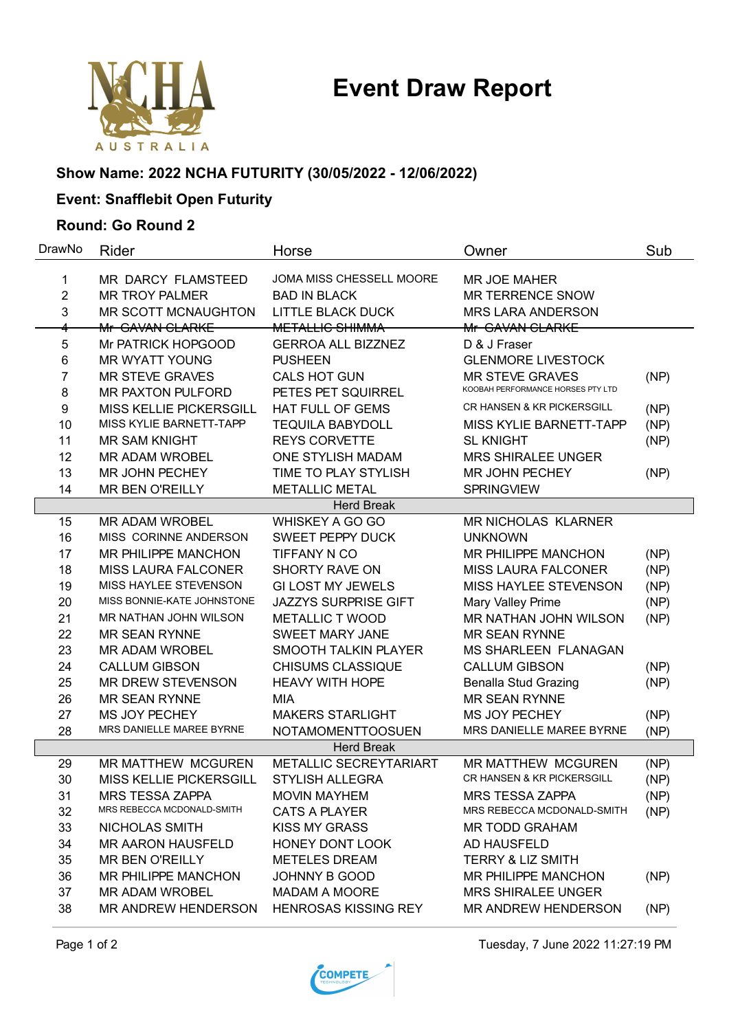# Event Draw Report

**Show Name: 2022 NCHA FUTURITY (30/05/2022 - 12/06/2022)**

**Event: Snafflebit Open Futurity**

**Round: Go Round 2**

| DrawNo | Rider | Horse | Owner | Sub |
|---|---|---|---|---|
| 1 | MR DARCY FLAMSTEED | JOMA MISS CHESSELL MOORE | MR JOE MAHER | |
| 2 | MR TROY PALMER | BAD IN BLACK | MR TERRENCE SNOW | |
| 3 | MR SCOTT MCNAUGHTON | LITTLE BLACK DUCK | MRS LARA ANDERSON | |
| ~~4~~ | ~~Mr GAVAN CLARKE~~ | ~~METALLIC SHIMMA~~ | ~~Mr GAVAN CLARKE~~ | |
| 5 | Mr PATRICK HOPGOOD | GERROA ALL BIZZNEZ | D & J Fraser | |
| 6 | MR WYATT YOUNG | PUSHEEN | GLENMORE LIVESTOCK | |
| 7 | MR STEVE GRAVES | CALS HOT GUN | MR STEVE GRAVES | (NP) |
| 8 | MR PAXTON PULFORD | PETES PET SQUIRREL | KOOBAH PERFORMANCE HORSES PTY LTD | |
| 9 | MISS KELLIE PICKERSGILL | HAT FULL OF GEMS | CR HANSEN & KR PICKERSGILL | (NP) |
| 10 | MISS KYLIE BARNETT-TAPP | TEQUILA BABYDOLL | MISS KYLIE BARNETT-TAPP | (NP) |
| 11 | MR SAM KNIGHT | REYS CORVETTE | SL KNIGHT | (NP) |
| 12 | MR ADAM WROBEL | ONE STYLISH MADAM | MRS SHIRALEE UNGER | |
| 13 | MR JOHN PECHEY | TIME TO PLAY STYLISH | MR JOHN PECHEY | (NP) |
| 14 | MR BEN O'REILLY | METALLIC METAL | SPRINGVIEW | |
| | | Herd Break | | |
| 15 | MR ADAM WROBEL | WHISKEY A GO GO | MR NICHOLAS KLARNER | |
| 16 | MISS CORINNE ANDERSON | SWEET PEPPY DUCK | UNKNOWN | |
| 17 | MR PHILIPPE MANCHON | TIFFANY N CO | MR PHILIPPE MANCHON | (NP) |
| 18 | MISS LAURA FALCONER | SHORTY RAVE ON | MISS LAURA FALCONER | (NP) |
| 19 | MISS HAYLEE STEVENSON | GI LOST MY JEWELS | MISS HAYLEE STEVENSON | (NP) |
| 20 | MISS BONNIE-KATE JOHNSTONE | JAZZYS SURPRISE GIFT | Mary Valley Prime | (NP) |
| 21 | MR NATHAN JOHN WILSON | METALLIC T WOOD | MR NATHAN JOHN WILSON | (NP) |
| 22 | MR SEAN RYNNE | SWEET MARY JANE | MR SEAN RYNNE | |
| 23 | MR ADAM WROBEL | SMOOTH TALKIN PLAYER | MS SHARLEEN FLANAGAN | |
| 24 | CALLUM GIBSON | CHISUMS CLASSIQUE | CALLUM GIBSON | (NP) |
| 25 | MR DREW STEVENSON | HEAVY WITH HOPE | Benalla Stud Grazing | (NP) |
| 26 | MR SEAN RYNNE | MIA | MR SEAN RYNNE | |
| 27 | MS JOY PECHEY | MAKERS STARLIGHT | MS JOY PECHEY | (NP) |
| 28 | MRS DANIELLE MAREE BYRNE | NOTAMOMENTTOOSUEN | MRS DANIELLE MAREE BYRNE | (NP) |
| | | Herd Break | | |
| 29 | MR MATTHEW MCGUREN | METALLIC SECREYTARIART | MR MATTHEW MCGUREN | (NP) |
| 30 | MISS KELLIE PICKERSGILL | STYLISH ALLEGRA | CR HANSEN & KR PICKERSGILL | (NP) |
| 31 | MRS TESSA ZAPPA | MOVIN MAYHEM | MRS TESSA ZAPPA | (NP) |
| 32 | MRS REBECCA MCDONALD-SMITH | CATS A PLAYER | MRS REBECCA MCDONALD-SMITH | (NP) |
| 33 | NICHOLAS SMITH | KISS MY GRASS | MR TODD GRAHAM | |
| 34 | MR AARON HAUSFELD | HONEY DONT LOOK | AD HAUSFELD | |
| 35 | MR BEN O'REILLY | METELES DREAM | TERRY & LIZ SMITH | |
| 36 | MR PHILIPPE MANCHON | JOHNNY B GOOD | MR PHILIPPE MANCHON | (NP) |
| 37 | MR ADAM WROBEL | MADAM A MOORE | MRS SHIRALEE UNGER | |
| 38 | MR ANDREW HENDERSON | HENROSAS KISSING REY | MR ANDREW HENDERSON | (NP) |

Tuesday, 7 June 2022 11:27:19 PM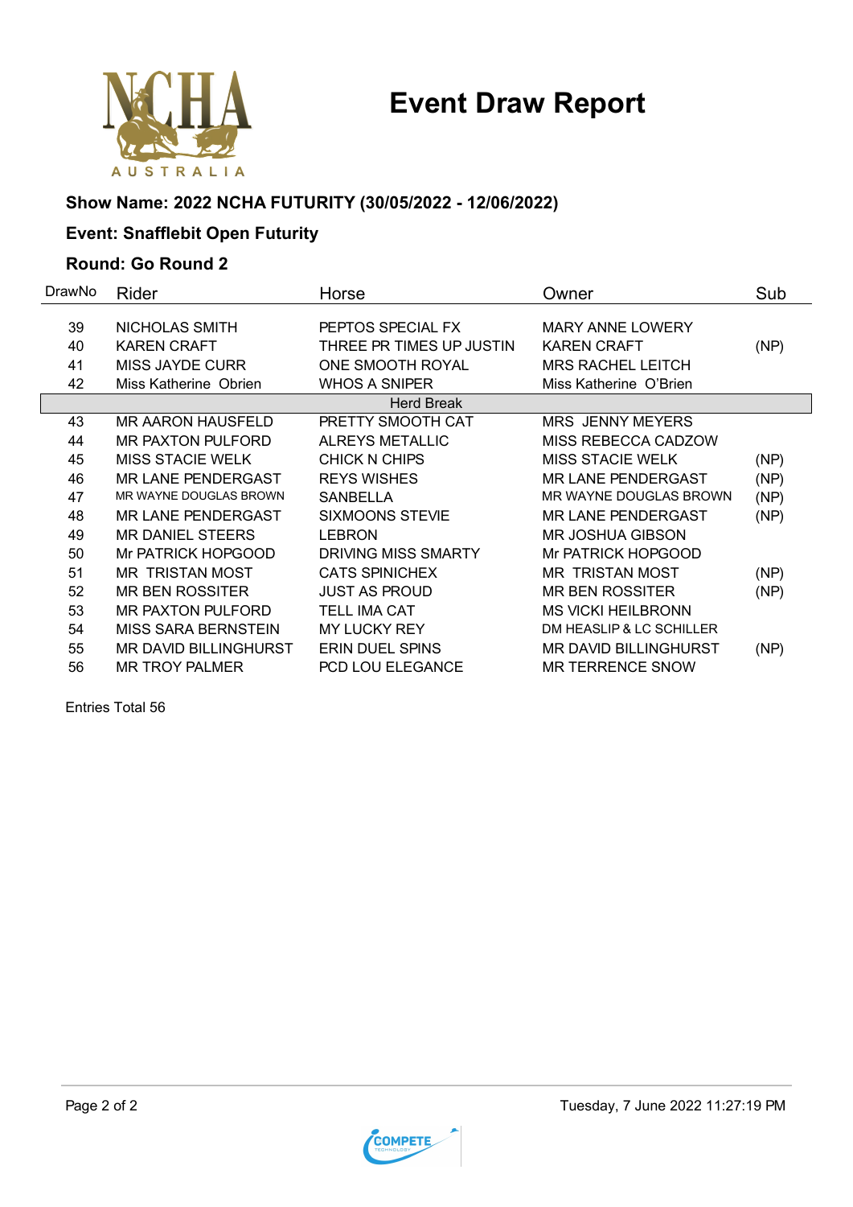# Event Draw Report

### Show Name: 2022 NCHA FUTURITY (30/05/2022 - 12/06/2022)

### Event: Snafflebit Open Futurity

### Round: Go Round 2

| DrawNo | Rider | Horse | Owner | Sub |
|---|---|---|---|---|
| 39 | NICHOLAS SMITH | PEPTOS SPECIAL FX | MARY ANNE LOWERY | |
| 40 | KAREN CRAFT | THREE PR TIMES UP JUSTIN | KAREN CRAFT | (NP) |
| 41 | MISS JAYDE CURR | ONE SMOOTH ROYAL | MRS RACHEL LEITCH | |
| 42 | Miss Katherine Obrien | WHOS A SNIPER | Miss Katherine O'Brien | |
| | | Herd Break | | |
| 43 | MR AARON HAUSFELD | PRETTY SMOOTH CAT | MRS JENNY MEYERS | |
| 44 | MR PAXTON PULFORD | ALREYS METALLIC | MISS REBECCA CADZOW | |
| 45 | MISS STACIE WELK | CHICK N CHIPS | MISS STACIE WELK | (NP) |
| 46 | MR LANE PENDERGAST | REYS WISHES | MR LANE PENDERGAST | (NP) |
| 47 | MR WAYNE DOUGLAS BROWN | SANBELLA | MR WAYNE DOUGLAS BROWN | (NP) |
| 48 | MR LANE PENDERGAST | SIXMOONS STEVIE | MR LANE PENDERGAST | (NP) |
| 49 | MR DANIEL STEERS | LEBRON | MR JOSHUA GIBSON | |
| 50 | Mr PATRICK HOPGOOD | DRIVING MISS SMARTY | Mr PATRICK HOPGOOD | |
| 51 | MR TRISTAN MOST | CATS SPINICHEX | MR TRISTAN MOST | (NP) |
| 52 | MR BEN ROSSITER | JUST AS PROUD | MR BEN ROSSITER | (NP) |
| 53 | MR PAXTON PULFORD | TELL IMA CAT | MS VICKI HEILBRONN | |
| 54 | MISS SARA BERNSTEIN | MY LUCKY REY | DM HEASLIP & LC SCHILLER | |
| 55 | MR DAVID BILLINGHURST | ERIN DUEL SPINS | MR DAVID BILLINGHURST | (NP) |
| 56 | MR TROY PALMER | PCD LOU ELEGANCE | MR TERRENCE SNOW | |

Entries Total 56

Tuesday, 7 June 2022 11:27:19 PM